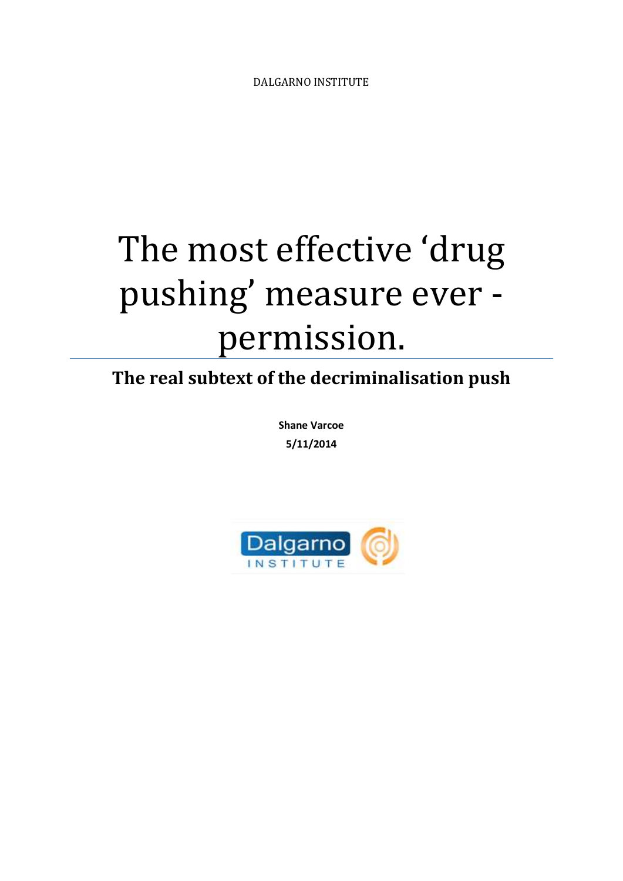DALGARNO INSTITUTE

# The most effective 'drug pushing' measure ever - permission.

## The real subtext of the decriminalisation push

**Shane Varcoe**

**5/11/2014**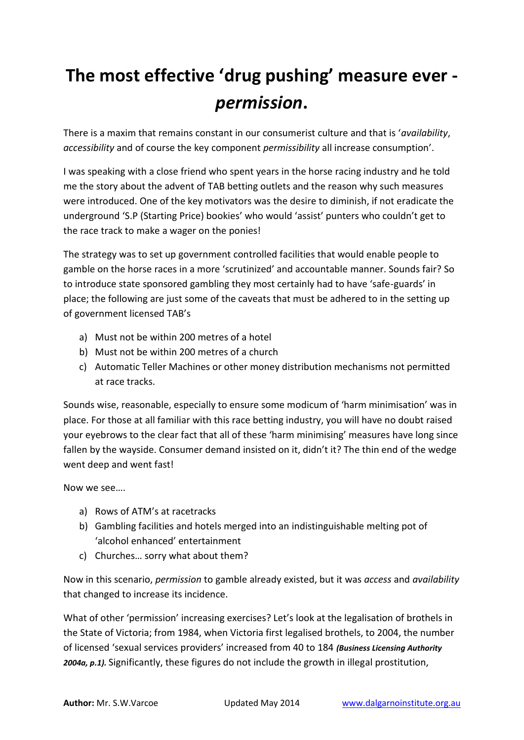# The most effective 'drug pushing' measure ever - *permission*.

There is a maxim that remains constant in our consumerist culture and that is '*availability*, *accessibility* and of course the key component *permissibility* all increase consumption'.

I was speaking with a close friend who spent years in the horse racing industry and he told me the story about the advent of TAB betting outlets and the reason why such measures were introduced. One of the key motivators was the desire to diminish, if not eradicate the underground 'S.P (Starting Price) bookies' who would 'assist' punters who couldn't get to the race track to make a wager on the ponies!

The strategy was to set up government controlled facilities that would enable people to gamble on the horse races in a more 'scrutinized' and accountable manner. Sounds fair? So to introduce state sponsored gambling they most certainly had to have 'safe-guards' in place; the following are just some of the caveats that must be adhered to in the setting up of government licensed TAB's

a) Must not be within 200 metres of a hotel
b) Must not be within 200 metres of a church
c) Automatic Teller Machines or other money distribution mechanisms not permitted at race tracks.

Sounds wise, reasonable, especially to ensure some modicum of 'harm minimisation' was in place. For those at all familiar with this race betting industry, you will have no doubt raised your eyebrows to the clear fact that all of these 'harm minimising' measures have long since fallen by the wayside. Consumer demand insisted on it, didn't it? The thin end of the wedge went deep and went fast!

Now we see….

a) Rows of ATM's at racetracks
b) Gambling facilities and hotels merged into an indistinguishable melting pot of 'alcohol enhanced' entertainment
c) Churches… sorry what about them?

Now in this scenario, *permission* to gamble already existed, but it was *access* and *availability* that changed to increase its incidence.

What of other 'permission' increasing exercises? Let's look at the legalisation of brothels in the State of Victoria; from 1984, when Victoria first legalised brothels, to 2004, the number of licensed 'sexual services providers' increased from 40 to 184 ***(Business Licensing Authority 2004a, p.1).*** Significantly, these figures do not include the growth in illegal prostitution,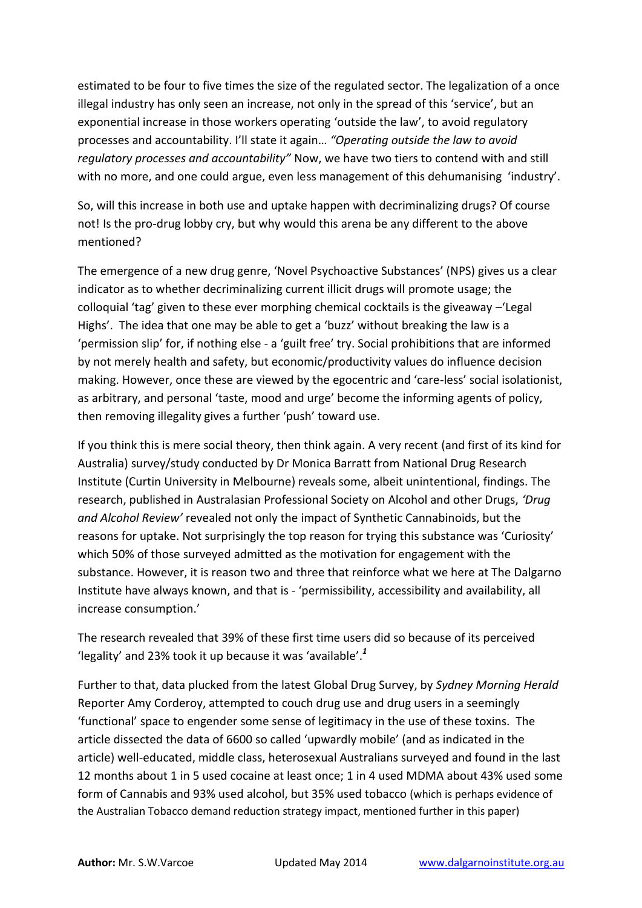estimated to be four to five times the size of the regulated sector. The legalization of a once illegal industry has only seen an increase, not only in the spread of this 'service', but an exponential increase in those workers operating 'outside the law', to avoid regulatory processes and accountability. I'll state it again… *"Operating outside the law to avoid regulatory processes and accountability"* Now, we have two tiers to contend with and still with no more, and one could argue, even less management of this dehumanising 'industry'.

So, will this increase in both use and uptake happen with decriminalizing drugs? Of course not! Is the pro-drug lobby cry, but why would this arena be any different to the above mentioned?

The emergence of a new drug genre, 'Novel Psychoactive Substances' (NPS) gives us a clear indicator as to whether decriminalizing current illicit drugs will promote usage; the colloquial 'tag' given to these ever morphing chemical cocktails is the giveaway –'Legal Highs'. The idea that one may be able to get a 'buzz' without breaking the law is a 'permission slip' for, if nothing else - a 'guilt free' try. Social prohibitions that are informed by not merely health and safety, but economic/productivity values do influence decision making. However, once these are viewed by the egocentric and 'care-less' social isolationist, as arbitrary, and personal 'taste, mood and urge' become the informing agents of policy, then removing illegality gives a further 'push' toward use.

If you think this is mere social theory, then think again. A very recent (and first of its kind for Australia) survey/study conducted by Dr Monica Barratt from National Drug Research Institute (Curtin University in Melbourne) reveals some, albeit unintentional, findings. The research, published in Australasian Professional Society on Alcohol and other Drugs, *'Drug and Alcohol Review'* revealed not only the impact of Synthetic Cannabinoids, but the reasons for uptake. Not surprisingly the top reason for trying this substance was 'Curiosity' which 50% of those surveyed admitted as the motivation for engagement with the substance. However, it is reason two and three that reinforce what we here at The Dalgarno Institute have always known, and that is - 'permissibility, accessibility and availability, all increase consumption.'

The research revealed that 39% of these first time users did so because of its perceived 'legality' and 23% took it up because it was 'available'.[1]

Further to that, data plucked from the latest Global Drug Survey, by *Sydney Morning Herald* Reporter Amy Corderoy, attempted to couch drug use and drug users in a seemingly 'functional' space to engender some sense of legitimacy in the use of these toxins. The article dissected the data of 6600 so called 'upwardly mobile' (and as indicated in the article) well-educated, middle class, heterosexual Australians surveyed and found in the last 12 months about 1 in 5 used cocaine at least once; 1 in 4 used MDMA about 43% used some form of Cannabis and 93% used alcohol, but 35% used tobacco (which is perhaps evidence of the Australian Tobacco demand reduction strategy impact, mentioned further in this paper)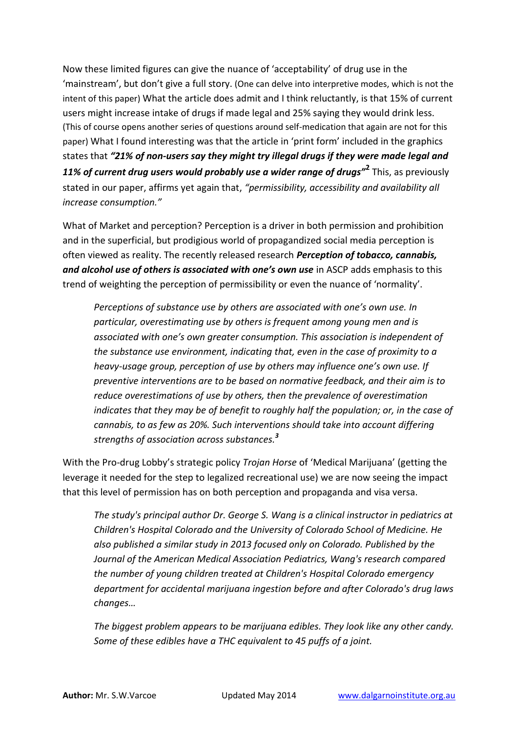Now these limited figures can give the nuance of 'acceptability' of drug use in the 'mainstream', but don't give a full story. (One can delve into interpretive modes, which is not the intent of this paper) What the article does admit and I think reluctantly, is that 15% of current users might increase intake of drugs if made legal and 25% saying they would drink less. (This of course opens another series of questions around self-medication that again are not for this paper) What I found interesting was that the article in 'print form' included in the graphics states that ***"21% of non-users say they might try illegal drugs if they were made legal and 11% of current drug users would probably use a wider range of drugs"***[2] This, as previously stated in our paper, affirms yet again that, *"permissibility, accessibility and availability all increase consumption."*

What of Market and perception? Perception is a driver in both permission and prohibition and in the superficial, but prodigious world of propagandized social media perception is often viewed as reality. The recently released research ***Perception of tobacco, cannabis, and alcohol use of others is associated with one's own use*** in ASCP adds emphasis to this trend of weighting the perception of permissibility or even the nuance of 'normality'.

> *Perceptions of substance use by others are associated with one's own use. In particular, overestimating use by others is frequent among young men and is associated with one's own greater consumption. This association is independent of the substance use environment, indicating that, even in the case of proximity to a heavy-usage group, perception of use by others may influence one's own use. If preventive interventions are to be based on normative feedback, and their aim is to reduce overestimations of use by others, then the prevalence of overestimation indicates that they may be of benefit to roughly half the population; or, in the case of cannabis, to as few as 20%. Such interventions should take into account differing strengths of association across substances.*[3]

With the Pro-drug Lobby's strategic policy *Trojan Horse* of 'Medical Marijuana' (getting the leverage it needed for the step to legalized recreational use) we are now seeing the impact that this level of permission has on both perception and propaganda and visa versa.

> *The study's principal author Dr. George S. Wang is a clinical instructor in pediatrics at Children's Hospital Colorado and the University of Colorado School of Medicine. He also published a similar study in 2013 focused only on Colorado. Published by the Journal of the American Medical Association Pediatrics, Wang's research compared the number of young children treated at Children's Hospital Colorado emergency department for accidental marijuana ingestion before and after Colorado's drug laws changes…*
>
> *The biggest problem appears to be marijuana edibles. They look like any other candy. Some of these edibles have a THC equivalent to 45 puffs of a joint.*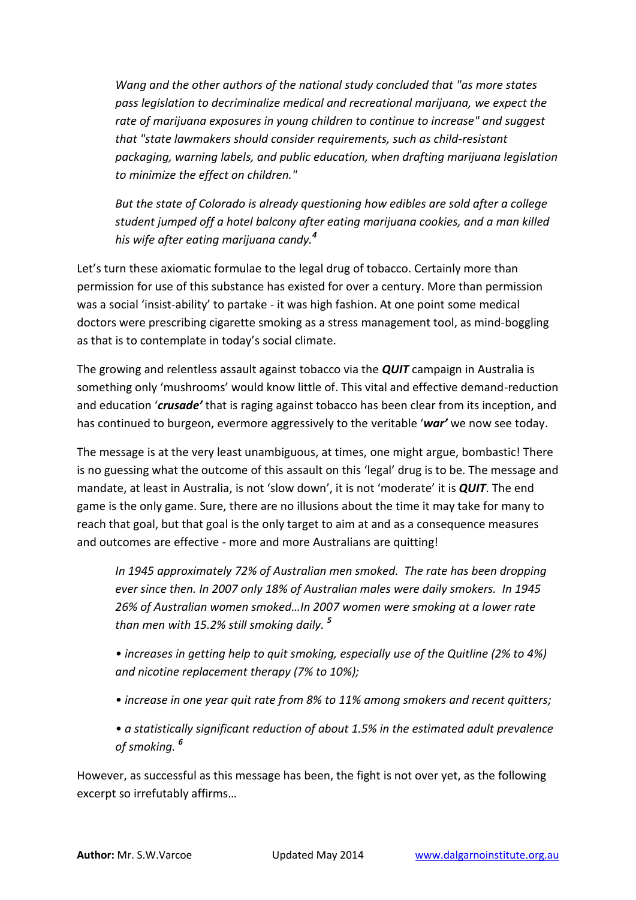> *Wang and the other authors of the national study concluded that "as more states pass legislation to decriminalize medical and recreational marijuana, we expect the rate of marijuana exposures in young children to continue to increase" and suggest that "state lawmakers should consider requirements, such as child-resistant packaging, warning labels, and public education, when drafting marijuana legislation to minimize the effect on children."*
>
> *But the state of Colorado is already questioning how edibles are sold after a college student jumped off a hotel balcony after eating marijuana cookies, and a man killed his wife after eating marijuana candy.*[4]

Let's turn these axiomatic formulae to the legal drug of tobacco. Certainly more than permission for use of this substance has existed for over a century. More than permission was a social 'insist-ability' to partake - it was high fashion. At one point some medical doctors were prescribing cigarette smoking as a stress management tool, as mind-boggling as that is to contemplate in today's social climate.

The growing and relentless assault against tobacco via the ***QUIT*** campaign in Australia is something only 'mushrooms' would know little of. This vital and effective demand-reduction and education '***crusade***' that is raging against tobacco has been clear from its inception, and has continued to burgeon, evermore aggressively to the veritable '***war***' we now see today.

The message is at the very least unambiguous, at times, one might argue, bombastic! There is no guessing what the outcome of this assault on this 'legal' drug is to be. The message and mandate, at least in Australia, is not 'slow down', it is not 'moderate' it is ***QUIT***. The end game is the only game. Sure, there are no illusions about the time it may take for many to reach that goal, but that goal is the only target to aim at and as a consequence measures and outcomes are effective - more and more Australians are quitting!

> *In 1945 approximately 72% of Australian men smoked. The rate has been dropping ever since then. In 2007 only 18% of Australian males were daily smokers. In 1945 26% of Australian women smoked…In 2007 women were smoking at a lower rate than men with 15.2% still smoking daily.* [5]
>
> *• increases in getting help to quit smoking, especially use of the Quitline (2% to 4%) and nicotine replacement therapy (7% to 10%);*
>
> *• increase in one year quit rate from 8% to 11% among smokers and recent quitters;*
>
> *• a statistically significant reduction of about 1.5% in the estimated adult prevalence of smoking.* [6]

However, as successful as this message has been, the fight is not over yet, as the following excerpt so irrefutably affirms…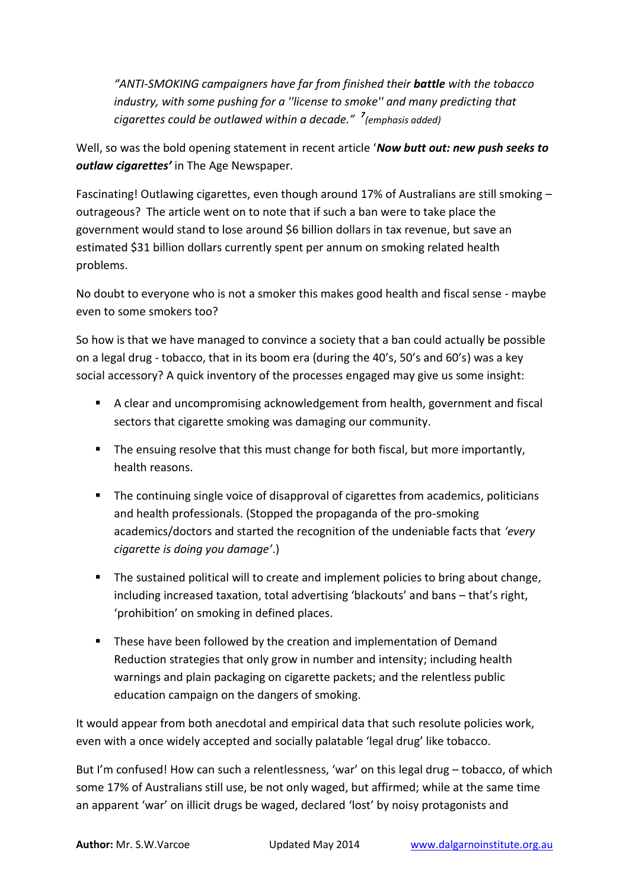> *"ANTI-SMOKING campaigners have far from finished their **battle** with the tobacco industry, with some pushing for a ''license to smoke'' and many predicting that cigarettes could be outlawed within a decade."* [7] *(emphasis added)*

Well, so was the bold opening statement in recent article '***Now butt out: new push seeks to outlaw cigarettes'*** in The Age Newspaper.

Fascinating! Outlawing cigarettes, even though around 17% of Australians are still smoking – outrageous? The article went on to note that if such a ban were to take place the government would stand to lose around $6 billion dollars in tax revenue, but save an estimated $31 billion dollars currently spent per annum on smoking related health problems.

No doubt to everyone who is not a smoker this makes good health and fiscal sense - maybe even to some smokers too?

So how is that we have managed to convince a society that a ban could actually be possible on a legal drug - tobacco, that in its boom era (during the 40's, 50's and 60's) was a key social accessory? A quick inventory of the processes engaged may give us some insight:

- A clear and uncompromising acknowledgement from health, government and fiscal sectors that cigarette smoking was damaging our community.
- The ensuing resolve that this must change for both fiscal, but more importantly, health reasons.
- The continuing single voice of disapproval of cigarettes from academics, politicians and health professionals. (Stopped the propaganda of the pro-smoking academics/doctors and started the recognition of the undeniable facts that *'every cigarette is doing you damage'*.)
- The sustained political will to create and implement policies to bring about change, including increased taxation, total advertising 'blackouts' and bans – that's right, 'prohibition' on smoking in defined places.
- These have been followed by the creation and implementation of Demand Reduction strategies that only grow in number and intensity; including health warnings and plain packaging on cigarette packets; and the relentless public education campaign on the dangers of smoking.

It would appear from both anecdotal and empirical data that such resolute policies work, even with a once widely accepted and socially palatable 'legal drug' like tobacco.

But I'm confused! How can such a relentlessness, 'war' on this legal drug – tobacco, of which some 17% of Australians still use, be not only waged, but affirmed; while at the same time an apparent 'war' on illicit drugs be waged, declared 'lost' by noisy protagonists and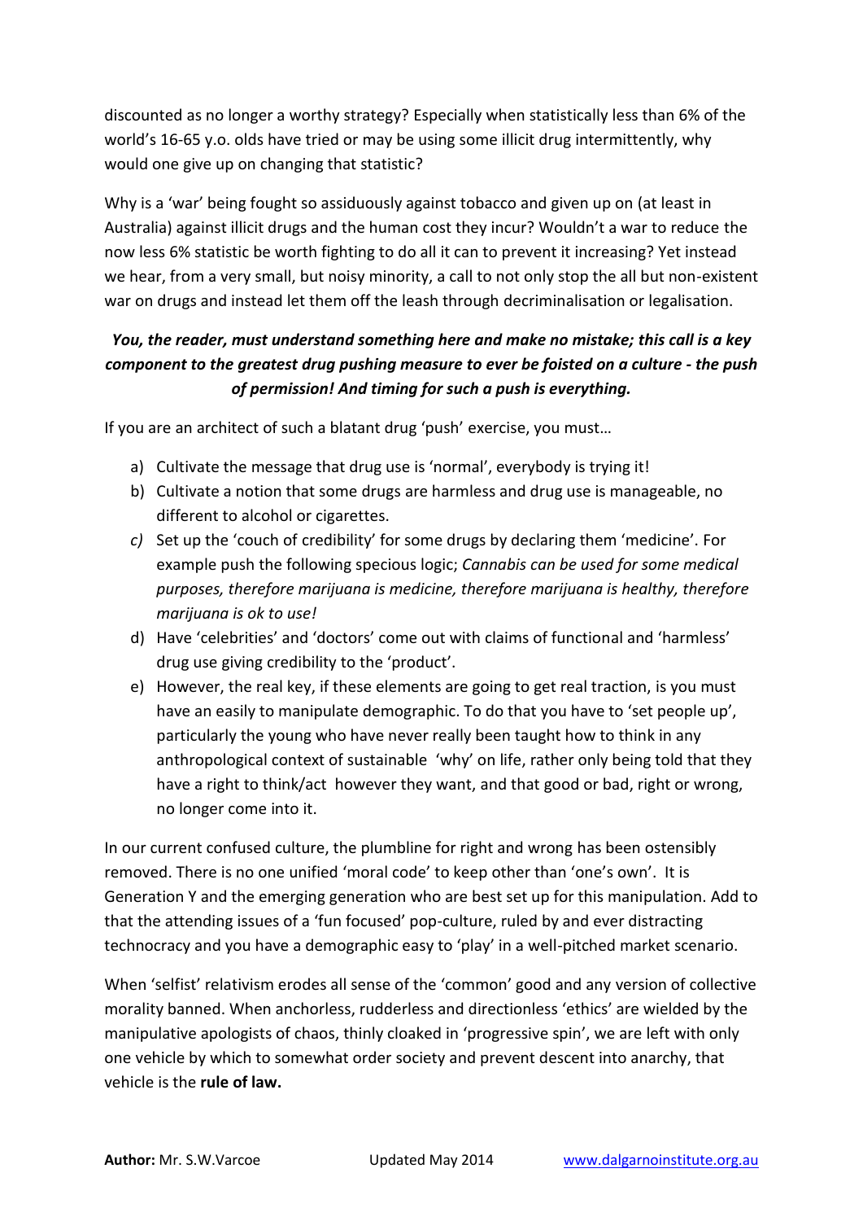discounted as no longer a worthy strategy? Especially when statistically less than 6% of the world's 16-65 y.o. olds have tried or may be using some illicit drug intermittently, why would one give up on changing that statistic?

Why is a 'war' being fought so assiduously against tobacco and given up on (at least in Australia) against illicit drugs and the human cost they incur? Wouldn't a war to reduce the now less 6% statistic be worth fighting to do all it can to prevent it increasing? Yet instead we hear, from a very small, but noisy minority, a call to not only stop the all but non-existent war on drugs and instead let them off the leash through decriminalisation or legalisation.

***You, the reader, must understand something here and make no mistake; this call is a key component to the greatest drug pushing measure to ever be foisted on a culture - the push of permission! And timing for such a push is everything.***

If you are an architect of such a blatant drug 'push' exercise, you must…

a) Cultivate the message that drug use is 'normal', everybody is trying it!
b) Cultivate a notion that some drugs are harmless and drug use is manageable, no different to alcohol or cigarettes.
*c)* Set up the 'couch of credibility' for some drugs by declaring them 'medicine'. For example push the following specious logic; *Cannabis can be used for some medical purposes, therefore marijuana is medicine, therefore marijuana is healthy, therefore marijuana is ok to use!*
d) Have 'celebrities' and 'doctors' come out with claims of functional and 'harmless' drug use giving credibility to the 'product'.
e) However, the real key, if these elements are going to get real traction, is you must have an easily to manipulate demographic. To do that you have to 'set people up', particularly the young who have never really been taught how to think in any anthropological context of sustainable 'why' on life, rather only being told that they have a right to think/act however they want, and that good or bad, right or wrong, no longer come into it.

In our current confused culture, the plumbline for right and wrong has been ostensibly removed. There is no one unified 'moral code' to keep other than 'one's own'. It is Generation Y and the emerging generation who are best set up for this manipulation. Add to that the attending issues of a 'fun focused' pop-culture, ruled by and ever distracting technocracy and you have a demographic easy to 'play' in a well-pitched market scenario.

When 'selfist' relativism erodes all sense of the 'common' good and any version of collective morality banned. When anchorless, rudderless and directionless 'ethics' are wielded by the manipulative apologists of chaos, thinly cloaked in 'progressive spin', we are left with only one vehicle by which to somewhat order society and prevent descent into anarchy, that vehicle is the **rule of law.**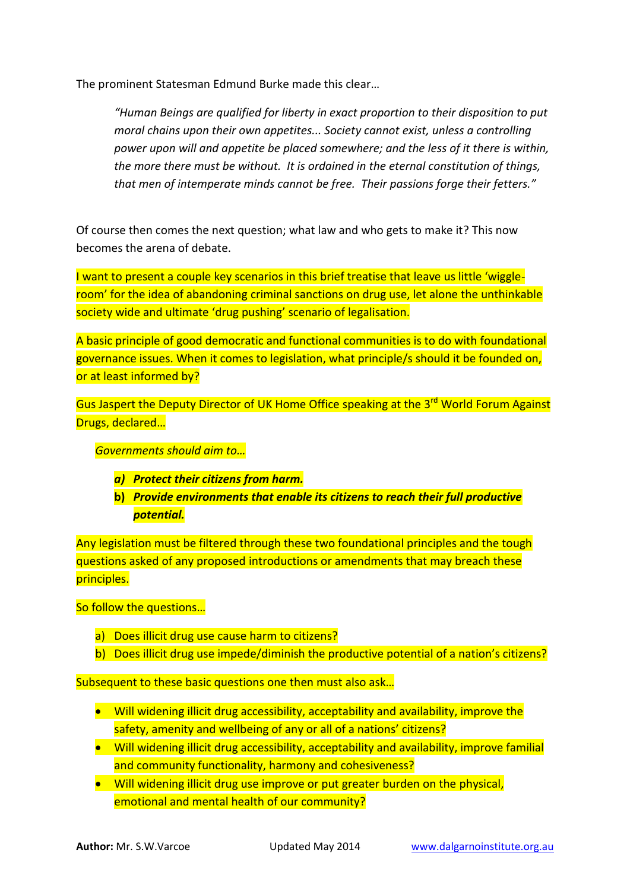The prominent Statesman Edmund Burke made this clear…

> *"Human Beings are qualified for liberty in exact proportion to their disposition to put moral chains upon their own appetites... Society cannot exist, unless a controlling power upon will and appetite be placed somewhere; and the less of it there is within, the more there must be without. It is ordained in the eternal constitution of things, that men of intemperate minds cannot be free. Their passions forge their fetters."*

Of course then comes the next question; what law and who gets to make it? This now becomes the arena of debate.

I want to present a couple key scenarios in this brief treatise that leave us little 'wiggle-room' for the idea of abandoning criminal sanctions on drug use, let alone the unthinkable society wide and ultimate 'drug pushing' scenario of legalisation.

A basic principle of good democratic and functional communities is to do with foundational governance issues. When it comes to legislation, what principle/s should it be founded on, or at least informed by?

Gus Jaspert the Deputy Director of UK Home Office speaking at the 3rd World Forum Against Drugs, declared…

> *Governments should aim to…*
>
> ***a) Protect their citizens from harm.***
>
> ***b) Provide environments that enable its citizens to reach their full productive potential.***

Any legislation must be filtered through these two foundational principles and the tough questions asked of any proposed introductions or amendments that may breach these principles.

So follow the questions…

a) Does illicit drug use cause harm to citizens?
b) Does illicit drug use impede/diminish the productive potential of a nation's citizens?

Subsequent to these basic questions one then must also ask…

- Will widening illicit drug accessibility, acceptability and availability, improve the safety, amenity and wellbeing of any or all of a nations' citizens?
- Will widening illicit drug accessibility, acceptability and availability, improve familial and community functionality, harmony and cohesiveness?
- Will widening illicit drug use improve or put greater burden on the physical, emotional and mental health of our community?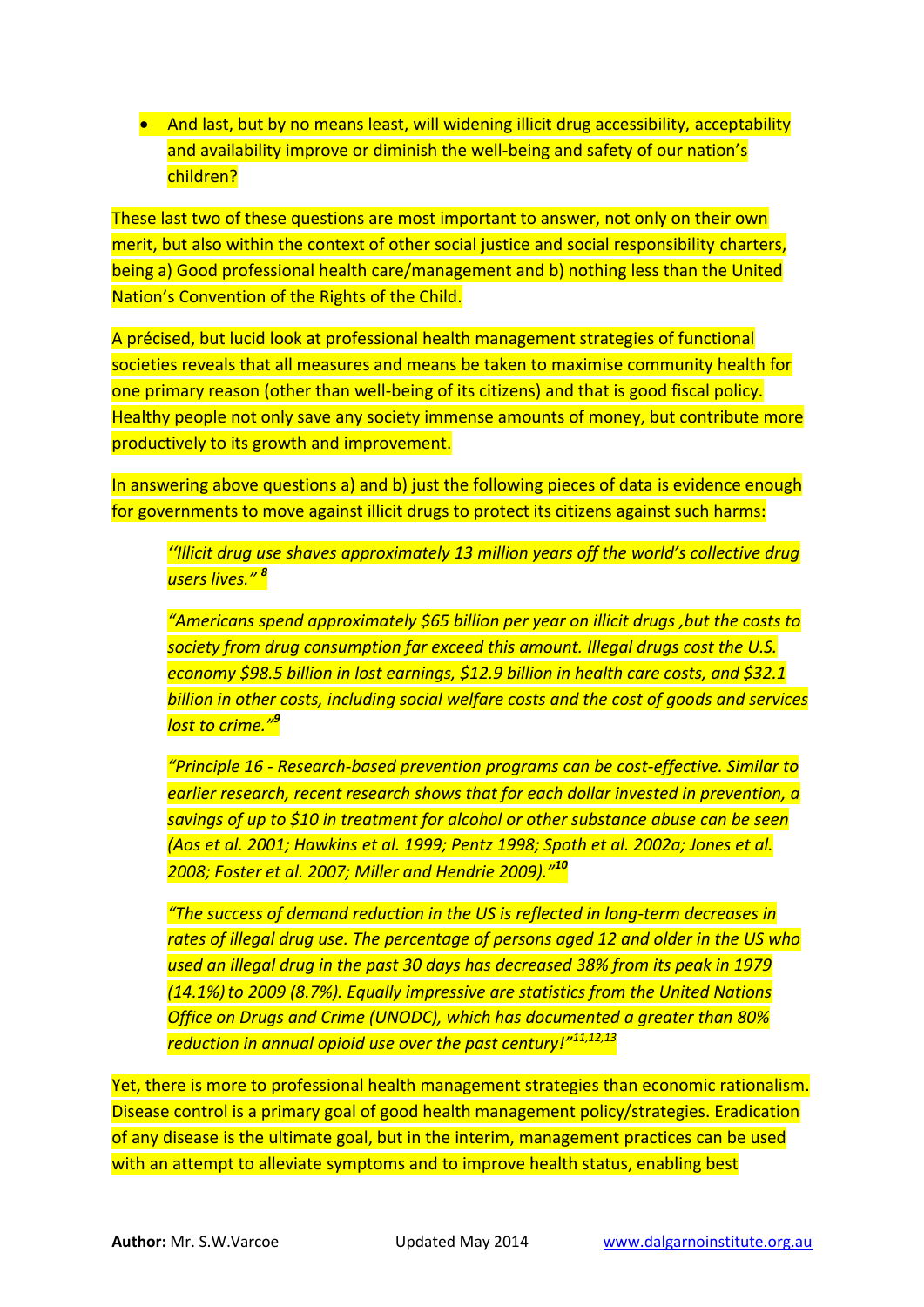- And last, but by no means least, will widening illicit drug accessibility, acceptability and availability improve or diminish the well-being and safety of our nation's children?

These last two of these questions are most important to answer, not only on their own merit, but also within the context of other social justice and social responsibility charters, being a) Good professional health care/management and b) nothing less than the United Nation's Convention of the Rights of the Child.

A précised, but lucid look at professional health management strategies of functional societies reveals that all measures and means be taken to maximise community health for one primary reason (other than well-being of its citizens) and that is good fiscal policy. Healthy people not only save any society immense amounts of money, but contribute more productively to its growth and improvement.

In answering above questions a) and b) just the following pieces of data is evidence enough for governments to move against illicit drugs to protect its citizens against such harms:

> *''Illicit drug use shaves approximately 13 million years off the world's collective drug users lives."* [8]
>
> *"Americans spend approximately $65 billion per year on illicit drugs ,but the costs to society from drug consumption far exceed this amount. Illegal drugs cost the U.S. economy $98.5 billion in lost earnings, $12.9 billion in health care costs, and $32.1 billion in other costs, including social welfare costs and the cost of goods and services lost to crime."* [9]
>
> *"Principle 16 - Research-based prevention programs can be cost-effective. Similar to earlier research, recent research shows that for each dollar invested in prevention, a savings of up to $10 in treatment for alcohol or other substance abuse can be seen (Aos et al. 2001; Hawkins et al. 1999; Pentz 1998; Spoth et al. 2002a; Jones et al. 2008; Foster et al. 2007; Miller and Hendrie 2009)."* [10]
>
> *"The success of demand reduction in the US is reflected in long-term decreases in rates of illegal drug use. The percentage of persons aged 12 and older in the US who used an illegal drug in the past 30 days has decreased 38% from its peak in 1979 (14.1%) to 2009 (8.7%). Equally impressive are statistics from the United Nations Office on Drugs and Crime (UNODC), which has documented a greater than 80% reduction in annual opioid use over the past century!"* [11,12,13]

Yet, there is more to professional health management strategies than economic rationalism. Disease control is a primary goal of good health management policy/strategies. Eradication of any disease is the ultimate goal, but in the interim, management practices can be used with an attempt to alleviate symptoms and to improve health status, enabling best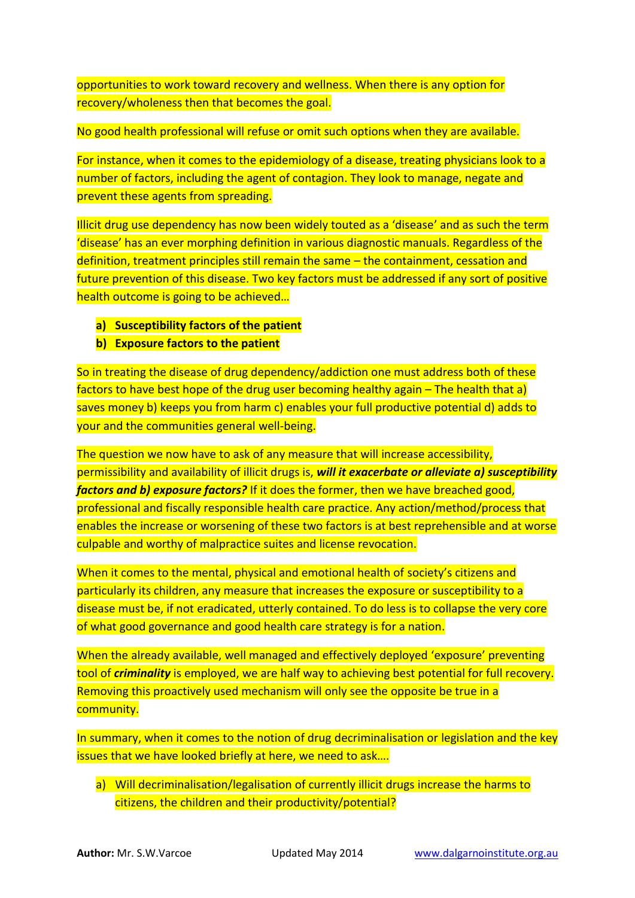opportunities to work toward recovery and wellness. When there is any option for recovery/wholeness then that becomes the goal.

No good health professional will refuse or omit such options when they are available.

For instance, when it comes to the epidemiology of a disease, treating physicians look to a number of factors, including the agent of contagion. They look to manage, negate and prevent these agents from spreading.

Illicit drug use dependency has now been widely touted as a 'disease' and as such the term 'disease' has an ever morphing definition in various diagnostic manuals. Regardless of the definition, treatment principles still remain the same – the containment, cessation and future prevention of this disease. Two key factors must be addressed if any sort of positive health outcome is going to be achieved…

a) **Susceptibility factors of the patient**
b) **Exposure factors to the patient**

So in treating the disease of drug dependency/addiction one must address both of these factors to have best hope of the drug user becoming healthy again – The health that a) saves money b) keeps you from harm c) enables your full productive potential d) adds to your and the communities general well-being.

The question we now have to ask of any measure that will increase accessibility, permissibility and availability of illicit drugs is, ***will it exacerbate or alleviate a) susceptibility factors and b) exposure factors?*** If it does the former, then we have breached good, professional and fiscally responsible health care practice. Any action/method/process that enables the increase or worsening of these two factors is at best reprehensible and at worse culpable and worthy of malpractice suites and license revocation.

When it comes to the mental, physical and emotional health of society's citizens and particularly its children, any measure that increases the exposure or susceptibility to a disease must be, if not eradicated, utterly contained. To do less is to collapse the very core of what good governance and good health care strategy is for a nation.

When the already available, well managed and effectively deployed 'exposure' preventing tool of ***criminality*** is employed, we are half way to achieving best potential for full recovery. Removing this proactively used mechanism will only see the opposite be true in a community.

In summary, when it comes to the notion of drug decriminalisation or legislation and the key issues that we have looked briefly at here, we need to ask….

a) Will decriminalisation/legalisation of currently illicit drugs increase the harms to citizens, the children and their productivity/potential?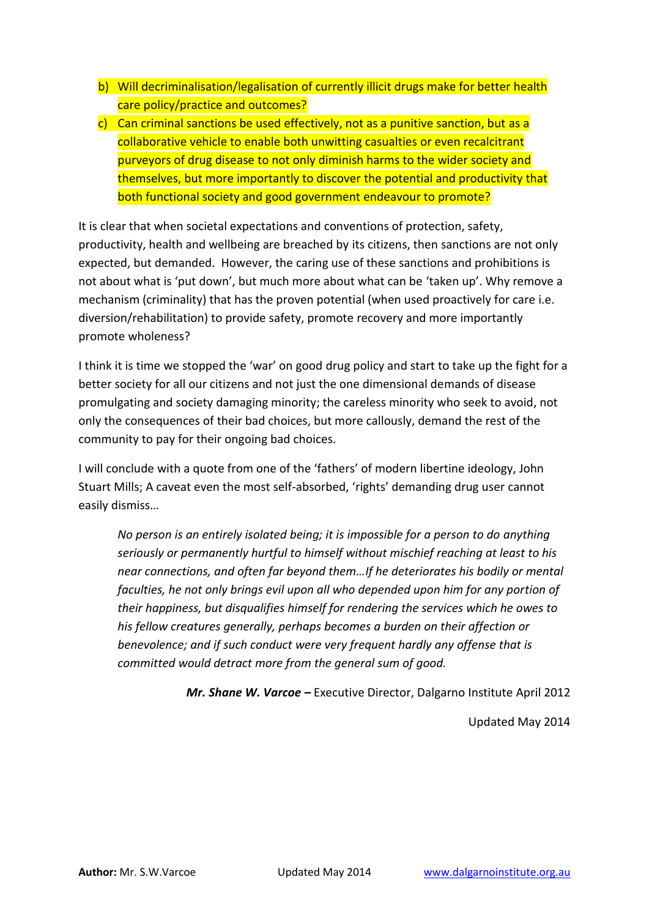b) Will decriminalisation/legalisation of currently illicit drugs make for better health care policy/practice and outcomes?

c) Can criminal sanctions be used effectively, not as a punitive sanction, but as a collaborative vehicle to enable both unwitting casualties or even recalcitrant purveyors of drug disease to not only diminish harms to the wider society and themselves, but more importantly to discover the potential and productivity that both functional society and good government endeavour to promote?

It is clear that when societal expectations and conventions of protection, safety, productivity, health and wellbeing are breached by its citizens, then sanctions are not only expected, but demanded. However, the caring use of these sanctions and prohibitions is not about what is 'put down', but much more about what can be 'taken up'. Why remove a mechanism (criminality) that has the proven potential (when used proactively for care i.e. diversion/rehabilitation) to provide safety, promote recovery and more importantly promote wholeness?

I think it is time we stopped the 'war' on good drug policy and start to take up the fight for a better society for all our citizens and not just the one dimensional demands of disease promulgating and society damaging minority; the careless minority who seek to avoid, not only the consequences of their bad choices, but more callously, demand the rest of the community to pay for their ongoing bad choices.

I will conclude with a quote from one of the 'fathers' of modern libertine ideology, John Stuart Mills; A caveat even the most self-absorbed, 'rights' demanding drug user cannot easily dismiss…

> *No person is an entirely isolated being; it is impossible for a person to do anything seriously or permanently hurtful to himself without mischief reaching at least to his near connections, and often far beyond them…If he deteriorates his bodily or mental faculties, he not only brings evil upon all who depended upon him for any portion of their happiness, but disqualifies himself for rendering the services which he owes to his fellow creatures generally, perhaps becomes a burden on their affection or benevolence; and if such conduct were very frequent hardly any offense that is committed would detract more from the general sum of good.*

***Mr. Shane W. Varcoe –*** Executive Director, Dalgarno Institute April 2012

Updated May 2014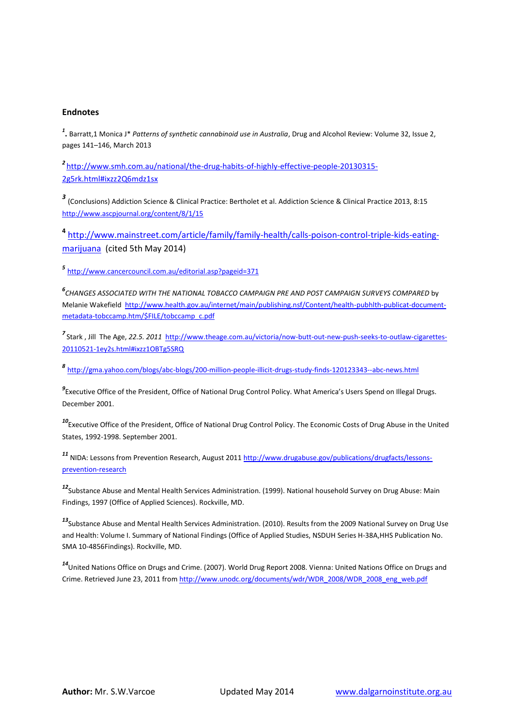## Endnotes

[1]. Barratt,1 Monica J* *Patterns of synthetic cannabinoid use in Australia*, Drug and Alcohol Review: Volume 32, Issue 2, pages 141–146, March 2013

[2] http://www.smh.com.au/national/the-drug-habits-of-highly-effective-people-20130315-2g5rk.html#ixzz2Q6mdz1sx

[3] (Conclusions) Addiction Science & Clinical Practice: Bertholet et al. Addiction Science & Clinical Practice 2013, 8:15 http://www.ascpjournal.org/content/8/1/15

[4] http://www.mainstreet.com/article/family/family-health/calls-poison-control-triple-kids-eating-marijuana (cited 5th May 2014)

[5] http://www.cancercouncil.com.au/editorial.asp?pageid=371

[6] *CHANGES ASSOCIATED WITH THE NATIONAL TOBACCO CAMPAIGN PRE AND POST CAMPAIGN SURVEYS COMPARED* by Melanie Wakefield http://www.health.gov.au/internet/main/publishing.nsf/Content/health-pubhlth-publicat-document-metadata-tobccamp.htm/$FILE/tobccamp_c.pdf

[7] Stark , Jill The Age, *22.5. 2011* http://www.theage.com.au/victoria/now-butt-out-new-push-seeks-to-outlaw-cigarettes-20110521-1ey2s.html#ixzz1OBTg5SRQ

[8] http://gma.yahoo.com/blogs/abc-blogs/200-million-people-illicit-drugs-study-finds-120123343--abc-news.html

[9] Executive Office of the President, Office of National Drug Control Policy. What America's Users Spend on Illegal Drugs. December 2001.

[10] Executive Office of the President, Office of National Drug Control Policy. The Economic Costs of Drug Abuse in the United States, 1992-1998. September 2001.

[11] NIDA: Lessons from Prevention Research, August 2011 http://www.drugabuse.gov/publications/drugfacts/lessons-prevention-research

[12] Substance Abuse and Mental Health Services Administration. (1999). National household Survey on Drug Abuse: Main Findings, 1997 (Office of Applied Sciences). Rockville, MD.

[13] Substance Abuse and Mental Health Services Administration. (2010). Results from the 2009 National Survey on Drug Use and Health: Volume I. Summary of National Findings (Office of Applied Studies, NSDUH Series H-38A,HHS Publication No. SMA 10-4856Findings). Rockville, MD.

[14] United Nations Office on Drugs and Crime. (2007). World Drug Report 2008. Vienna: United Nations Office on Drugs and Crime. Retrieved June 23, 2011 from http://www.unodc.org/documents/wdr/WDR_2008/WDR_2008_eng_web.pdf

**Author:** Mr. S.W.Varcoe Updated May 2014 www.dalgarnoinstitute.org.au